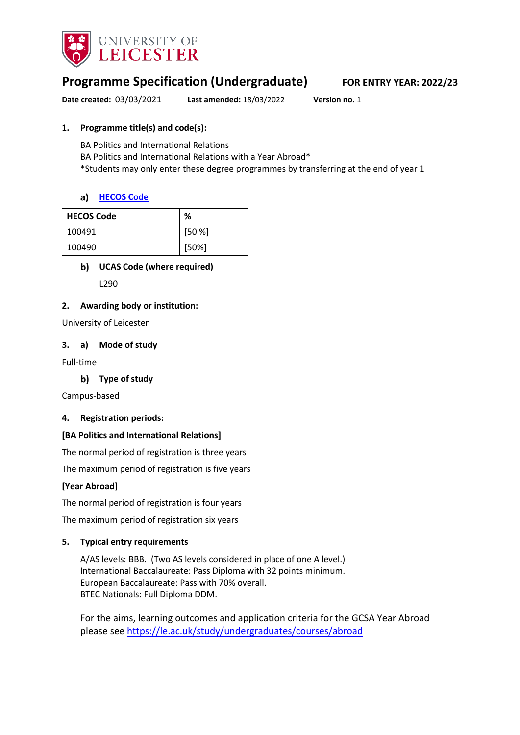UNIVERSITY OF LEICESTER

# Programme Specification (Undergraduate)

**FOR ENTRY YEAR: 2022/23**

**Date created:** 03/03/2021 **Last amended:** 18/03/2022 **Version no.** 1

## 1. Programme title(s) and code(s):

BA Politics and International Relations
BA Politics and International Relations with a Year Abroad*
*Students may only enter these degree programmes by transferring at the end of year 1

### a) [HECOS Code](#)

| HECOS Code | % |
|---|---|
| 100491 | [50 %] |
| 100490 | [50%] |

### b) UCAS Code (where required)

L290

## 2. Awarding body or institution:

University of Leicester

## 3. a) Mode of study

Full-time

### b) Type of study

Campus-based

## 4. Registration periods:

**[BA Politics and International Relations]**

The normal period of registration is three years

The maximum period of registration is five years

**[Year Abroad]**

The normal period of registration is four years

The maximum period of registration six years

## 5. Typical entry requirements

A/AS levels: BBB. (Two AS levels considered in place of one A level.)
International Baccalaureate: Pass Diploma with 32 points minimum.
European Baccalaureate: Pass with 70% overall.
BTEC Nationals: Full Diploma DDM.

For the aims, learning outcomes and application criteria for the GCSA Year Abroad please see https://le.ac.uk/study/undergraduates/courses/abroad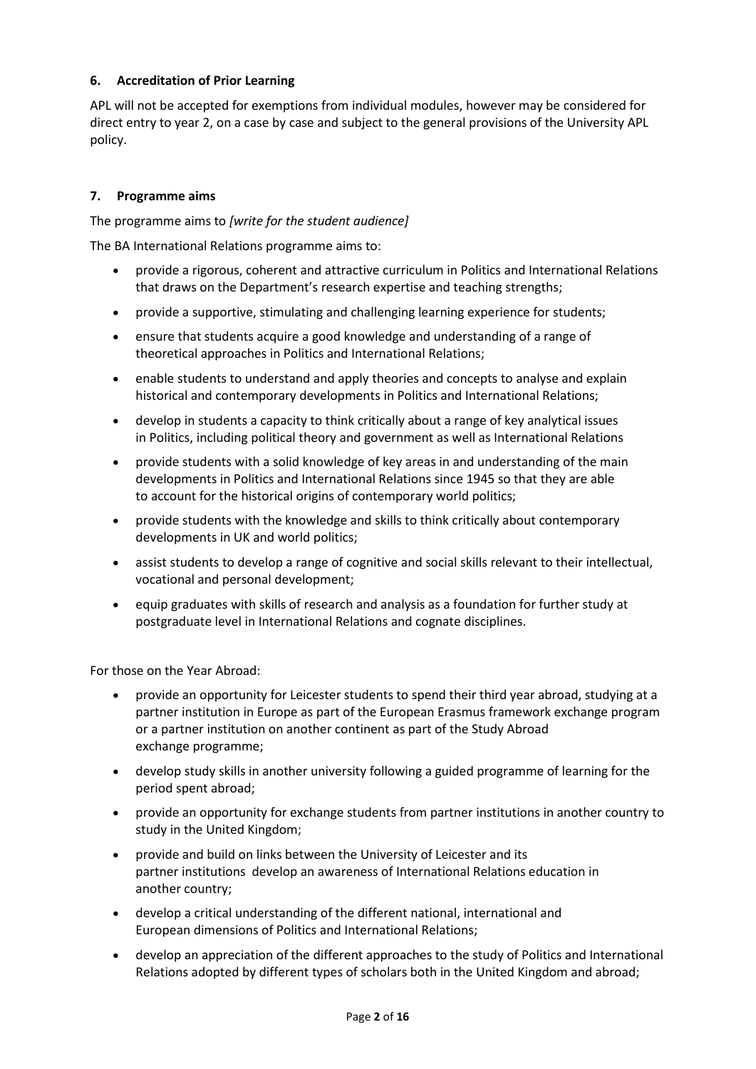### 6. Accreditation of Prior Learning

APL will not be accepted for exemptions from individual modules, however may be considered for direct entry to year 2, on a case by case and subject to the general provisions of the University APL policy.

### 7. Programme aims

The programme aims to *[write for the student audience]*

The BA International Relations programme aims to:

- provide a rigorous, coherent and attractive curriculum in Politics and International Relations that draws on the Department's research expertise and teaching strengths;
- provide a supportive, stimulating and challenging learning experience for students;
- ensure that students acquire a good knowledge and understanding of a range of theoretical approaches in Politics and International Relations;
- enable students to understand and apply theories and concepts to analyse and explain historical and contemporary developments in Politics and International Relations;
- develop in students a capacity to think critically about a range of key analytical issues in Politics, including political theory and government as well as International Relations
- provide students with a solid knowledge of key areas in and understanding of the main developments in Politics and International Relations since 1945 so that they are able to account for the historical origins of contemporary world politics;
- provide students with the knowledge and skills to think critically about contemporary developments in UK and world politics;
- assist students to develop a range of cognitive and social skills relevant to their intellectual, vocational and personal development;
- equip graduates with skills of research and analysis as a foundation for further study at postgraduate level in International Relations and cognate disciplines.

For those on the Year Abroad:

- provide an opportunity for Leicester students to spend their third year abroad, studying at a partner institution in Europe as part of the European Erasmus framework exchange program or a partner institution on another continent as part of the Study Abroad exchange programme;
- develop study skills in another university following a guided programme of learning for the period spent abroad;
- provide an opportunity for exchange students from partner institutions in another country to study in the United Kingdom;
- provide and build on links between the University of Leicester and its partner institutions develop an awareness of International Relations education in another country;
- develop a critical understanding of the different national, international and European dimensions of Politics and International Relations;
- develop an appreciation of the different approaches to the study of Politics and International Relations adopted by different types of scholars both in the United Kingdom and abroad;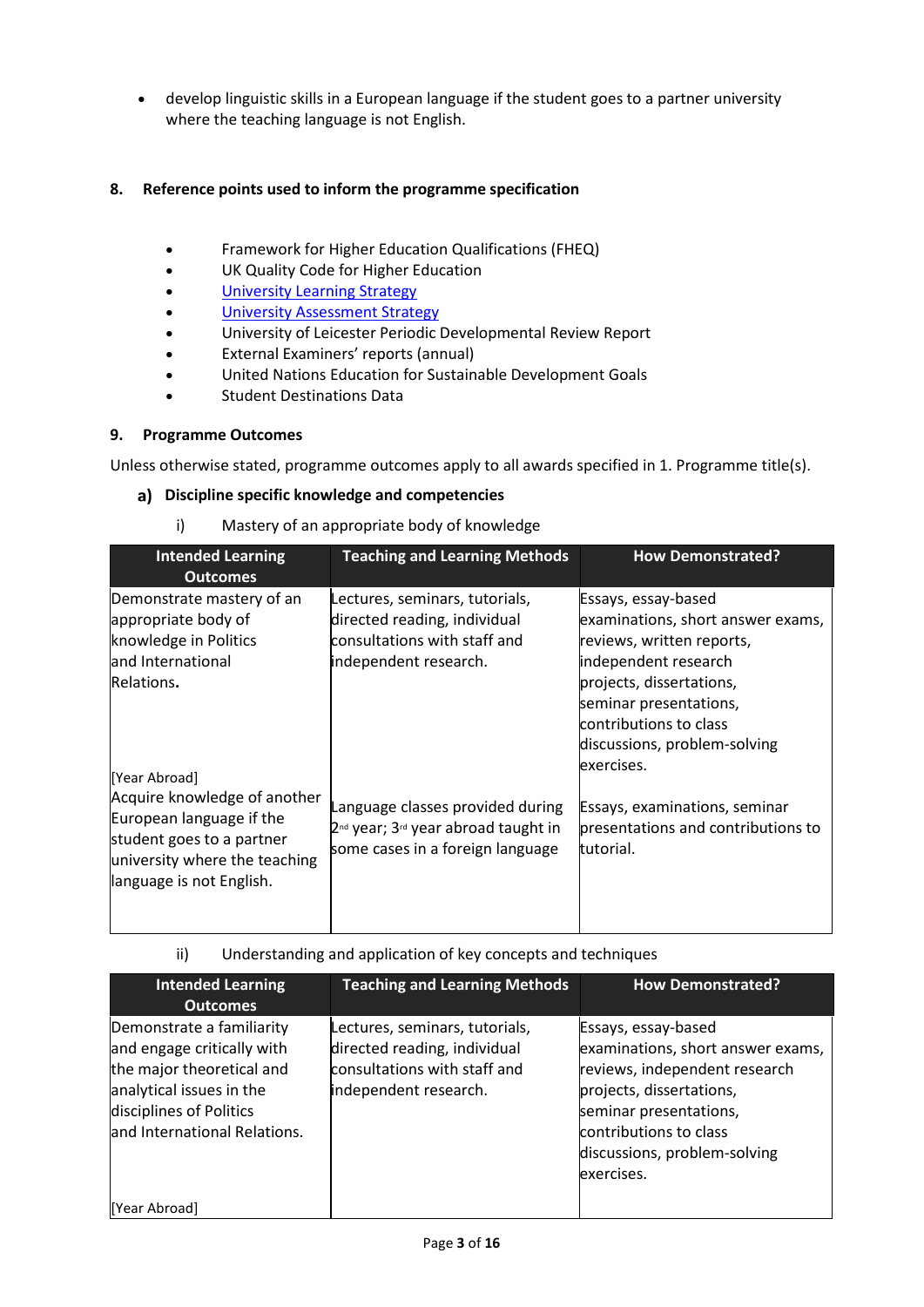- develop linguistic skills in a European language if the student goes to a partner university where the teaching language is not English.

## 8. Reference points used to inform the programme specification

- Framework for Higher Education Qualifications (FHEQ)
- UK Quality Code for Higher Education
- University Learning Strategy
- University Assessment Strategy
- University of Leicester Periodic Developmental Review Report
- External Examiners' reports (annual)
- United Nations Education for Sustainable Development Goals
- Student Destinations Data

## 9. Programme Outcomes

Unless otherwise stated, programme outcomes apply to all awards specified in 1. Programme title(s).

### a) Discipline specific knowledge and competencies

i) Mastery of an appropriate body of knowledge

| Intended Learning Outcomes | Teaching and Learning Methods | How Demonstrated? |
|---|---|---|
| Demonstrate mastery of an appropriate body of knowledge in Politics and International Relations. | Lectures, seminars, tutorials, directed reading, individual consultations with staff and independent research. | Essays, essay-based examinations, short answer exams, reviews, written reports, independent research projects, dissertations, seminar presentations, contributions to class discussions, problem-solving exercises. |
| [Year Abroad] Acquire knowledge of another European language if the student goes to a partner university where the teaching language is not English. | Language classes provided during 2nd year; 3rd year abroad taught in some cases in a foreign language | Essays, examinations, seminar presentations and contributions to tutorial. |

ii) Understanding and application of key concepts and techniques

| Intended Learning Outcomes | Teaching and Learning Methods | How Demonstrated? |
|---|---|---|
| Demonstrate a familiarity and engage critically with the major theoretical and analytical issues in the disciplines of Politics and International Relations. | Lectures, seminars, tutorials, directed reading, individual consultations with staff and independent research. | Essays, essay-based examinations, short answer exams, reviews, independent research projects, dissertations, seminar presentations, contributions to class discussions, problem-solving exercises. |
| [Year Abroad] | | |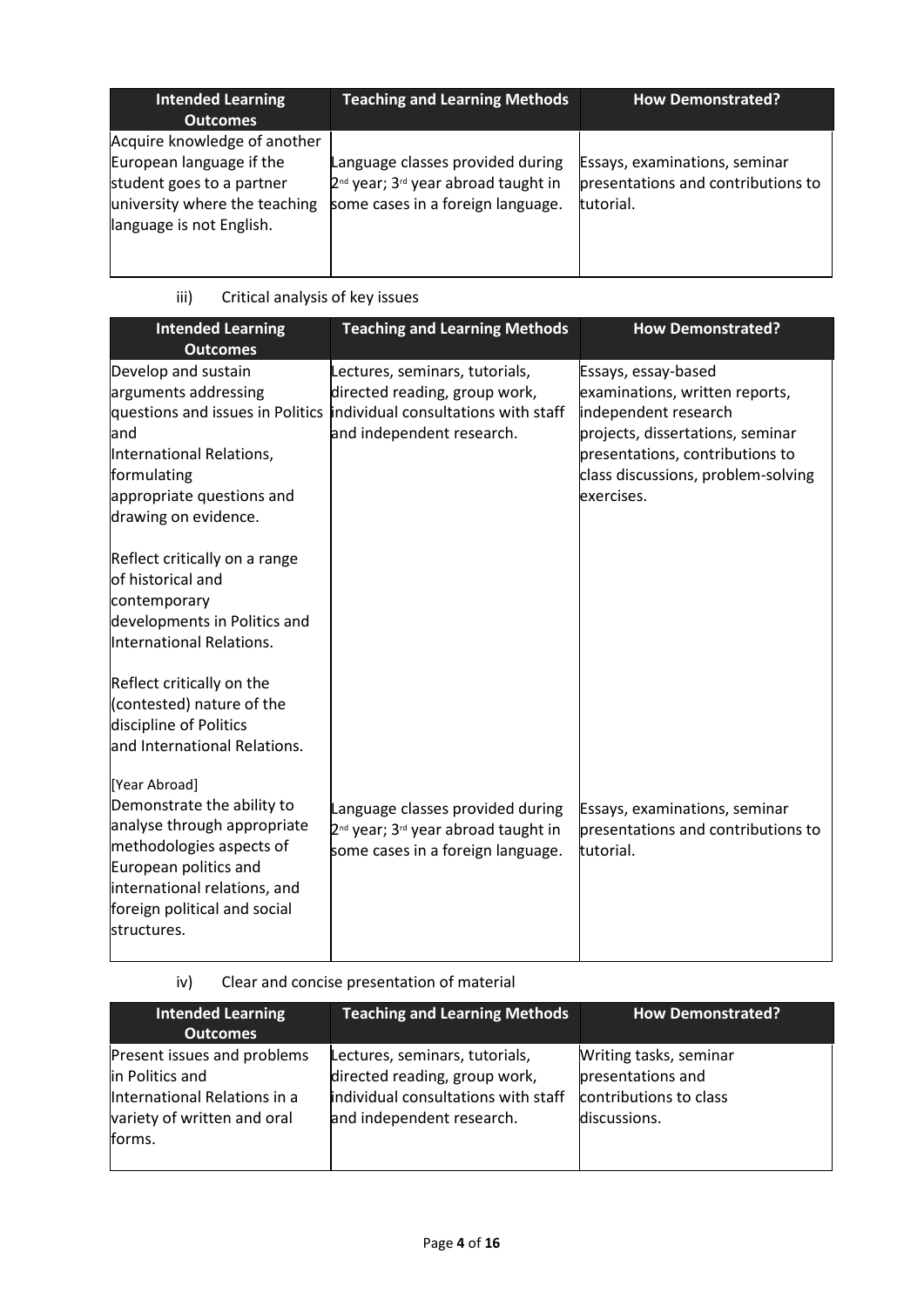| Intended Learning Outcomes | Teaching and Learning Methods | How Demonstrated? |
| --- | --- | --- |
| Acquire knowledge of another European language if the student goes to a partner university where the teaching language is not English. | Language classes provided during 2nd year; 3rd year abroad taught in some cases in a foreign language. | Essays, examinations, seminar presentations and contributions to tutorial. |

iii) Critical analysis of key issues

| Intended Learning Outcomes | Teaching and Learning Methods | How Demonstrated? |
| --- | --- | --- |
| Develop and sustain arguments addressing questions and issues in Politics and International Relations, formulating appropriate questions and drawing on evidence.<br><br>Reflect critically on a range of historical and contemporary developments in Politics and International Relations.<br><br>Reflect critically on the (contested) nature of the discipline of Politics and International Relations. | Lectures, seminars, tutorials, directed reading, group work, individual consultations with staff and independent research. | Essays, essay-based examinations, written reports, independent research projects, dissertations, seminar presentations, contributions to class discussions, problem-solving exercises. |
| [Year Abroad]<br>Demonstrate the ability to analyse through appropriate methodologies aspects of European politics and international relations, and foreign political and social structures. | Language classes provided during 2nd year; 3rd year abroad taught in some cases in a foreign language. | Essays, examinations, seminar presentations and contributions to tutorial. |

iv) Clear and concise presentation of material

| Intended Learning Outcomes | Teaching and Learning Methods | How Demonstrated? |
| --- | --- | --- |
| Present issues and problems in Politics and International Relations in a variety of written and oral forms. | Lectures, seminars, tutorials, directed reading, group work, individual consultations with staff and independent research. | Writing tasks, seminar presentations and contributions to class discussions. |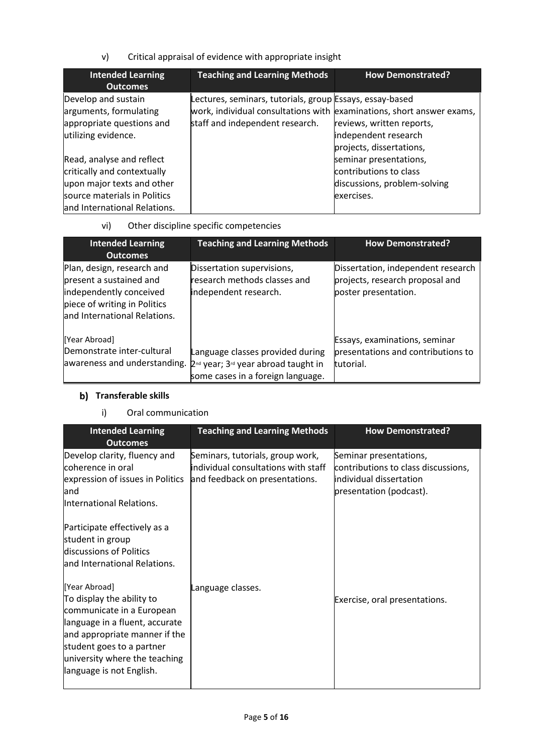v) Critical appraisal of evidence with appropriate insight

| Intended Learning Outcomes | Teaching and Learning Methods | How Demonstrated? |
|---|---|---|
| Develop and sustain arguments, formulating appropriate questions and utilizing evidence.<br><br>Read, analyse and reflect critically and contextually upon major texts and other source materials in Politics and International Relations. | Lectures, seminars, tutorials, group work, individual consultations with staff and independent research. | Essays, essay-based examinations, short answer exams, reviews, written reports, independent research projects, dissertations, seminar presentations, contributions to class discussions, problem-solving exercises. |

vi) Other discipline specific competencies

| Intended Learning Outcomes | Teaching and Learning Methods | How Demonstrated? |
|---|---|---|
| Plan, design, research and present a sustained and independently conceived piece of writing in Politics and International Relations. | Dissertation supervisions, research methods classes and independent research. | Dissertation, independent research projects, research proposal and poster presentation. |
| [Year Abroad]<br>Demonstrate inter-cultural awareness and understanding. | Language classes provided during 2nd year; 3rd year abroad taught in some cases in a foreign language. | Essays, examinations, seminar presentations and contributions to tutorial. |

## b) Transferable skills

i) Oral communication

| Intended Learning Outcomes | Teaching and Learning Methods | How Demonstrated? |
|---|---|---|
| Develop clarity, fluency and coherence in oral expression of issues in Politics and International Relations.<br><br>Participate effectively as a student in group discussions of Politics and International Relations. | Seminars, tutorials, group work, individual consultations with staff and feedback on presentations. | Seminar presentations, contributions to class discussions, individual dissertation presentation (podcast). |
| [Year Abroad]<br>To display the ability to communicate in a European language in a fluent, accurate and appropriate manner if the student goes to a partner university where the teaching language is not English. | Language classes. | Exercise, oral presentations. |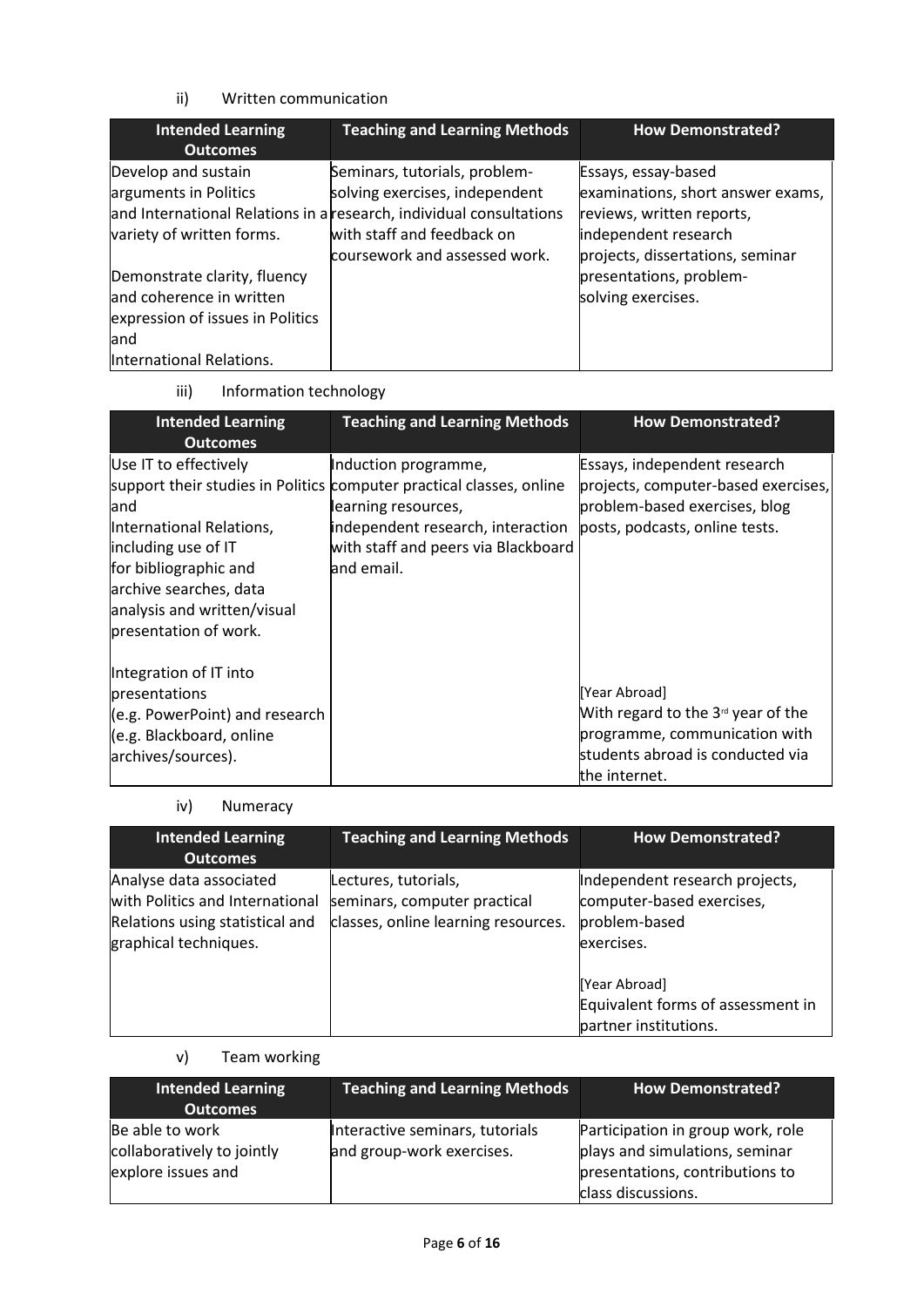ii) Written communication

| Intended Learning Outcomes | Teaching and Learning Methods | How Demonstrated? |
|---|---|---|
| Develop and sustain arguments in Politics and International Relations in a variety of written forms.<br><br>Demonstrate clarity, fluency and coherence in written expression of issues in Politics and International Relations. | Seminars, tutorials, problem-solving exercises, independent research, individual consultations with staff and feedback on coursework and assessed work. | Essays, essay-based examinations, short answer exams, reviews, written reports, independent research projects, dissertations, seminar presentations, problem-solving exercises. |

iii) Information technology

| Intended Learning Outcomes | Teaching and Learning Methods | How Demonstrated? |
|---|---|---|
| Use IT to effectively support their studies in Politics and International Relations, including use of IT for bibliographic and archive searches, data analysis and written/visual presentation of work.<br><br>Integration of IT into presentations (e.g. PowerPoint) and research (e.g. Blackboard, online archives/sources). | Induction programme, computer practical classes, online learning resources, independent research, interaction with staff and peers via Blackboard and email. | Essays, independent research projects, computer-based exercises, problem-based exercises, blog posts, podcasts, online tests.<br><br>[Year Abroad]<br>With regard to the 3rd year of the programme, communication with students abroad is conducted via the internet. |

iv) Numeracy

| Intended Learning Outcomes | Teaching and Learning Methods | How Demonstrated? |
|---|---|---|
| Analyse data associated with Politics and International Relations using statistical and graphical techniques. | Lectures, tutorials, seminars, computer practical classes, online learning resources. | Independent research projects, computer-based exercises, problem-based exercises.<br><br>[Year Abroad]<br>Equivalent forms of assessment in partner institutions. |

v) Team working

| Intended Learning Outcomes | Teaching and Learning Methods | How Demonstrated? |
|---|---|---|
| Be able to work collaboratively to jointly explore issues and | Interactive seminars, tutorials and group-work exercises. | Participation in group work, role plays and simulations, seminar presentations, contributions to class discussions. |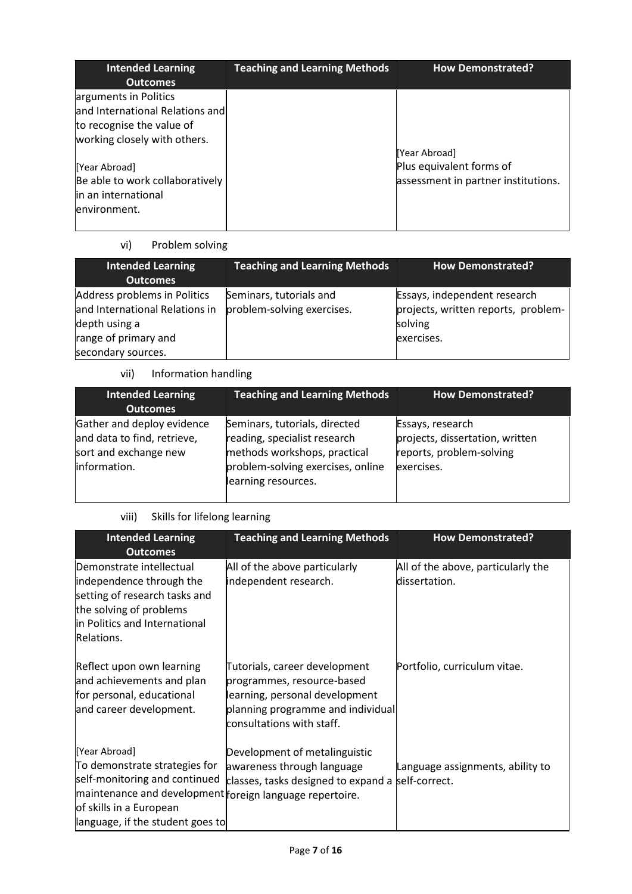| Intended Learning Outcomes | Teaching and Learning Methods | How Demonstrated? |
|---|---|---|
| arguments in Politics and International Relations and to recognise the value of working closely with others.<br><br>[Year Abroad]<br>Be able to work collaboratively in an international environment. | | [Year Abroad]<br>Plus equivalent forms of assessment in partner institutions. |

vi) Problem solving

| Intended Learning Outcomes | Teaching and Learning Methods | How Demonstrated? |
|---|---|---|
| Address problems in Politics and International Relations in depth using a range of primary and secondary sources. | Seminars, tutorials and problem-solving exercises. | Essays, independent research projects, written reports, problem-solving exercises. |

vii) Information handling

| Intended Learning Outcomes | Teaching and Learning Methods | How Demonstrated? |
|---|---|---|
| Gather and deploy evidence and data to find, retrieve, sort and exchange new information. | Seminars, tutorials, directed reading, specialist research methods workshops, practical problem-solving exercises, online learning resources. | Essays, research projects, dissertation, written reports, problem-solving exercises. |

viii) Skills for lifelong learning

| Intended Learning Outcomes | Teaching and Learning Methods | How Demonstrated? |
|---|---|---|
| Demonstrate intellectual independence through the setting of research tasks and the solving of problems in Politics and International Relations. | All of the above particularly independent research. | All of the above, particularly the dissertation. |
| Reflect upon own learning and achievements and plan for personal, educational and career development. | Tutorials, career development programmes, resource-based learning, personal development planning programme and individual consultations with staff. | Portfolio, curriculum vitae. |
| [Year Abroad]<br>To demonstrate strategies for self-monitoring and continued maintenance and development of skills in a European language, if the student goes to | Development of metalinguistic awareness through language classes, tasks designed to expand a foreign language repertoire. | Language assignments, ability to self-correct. |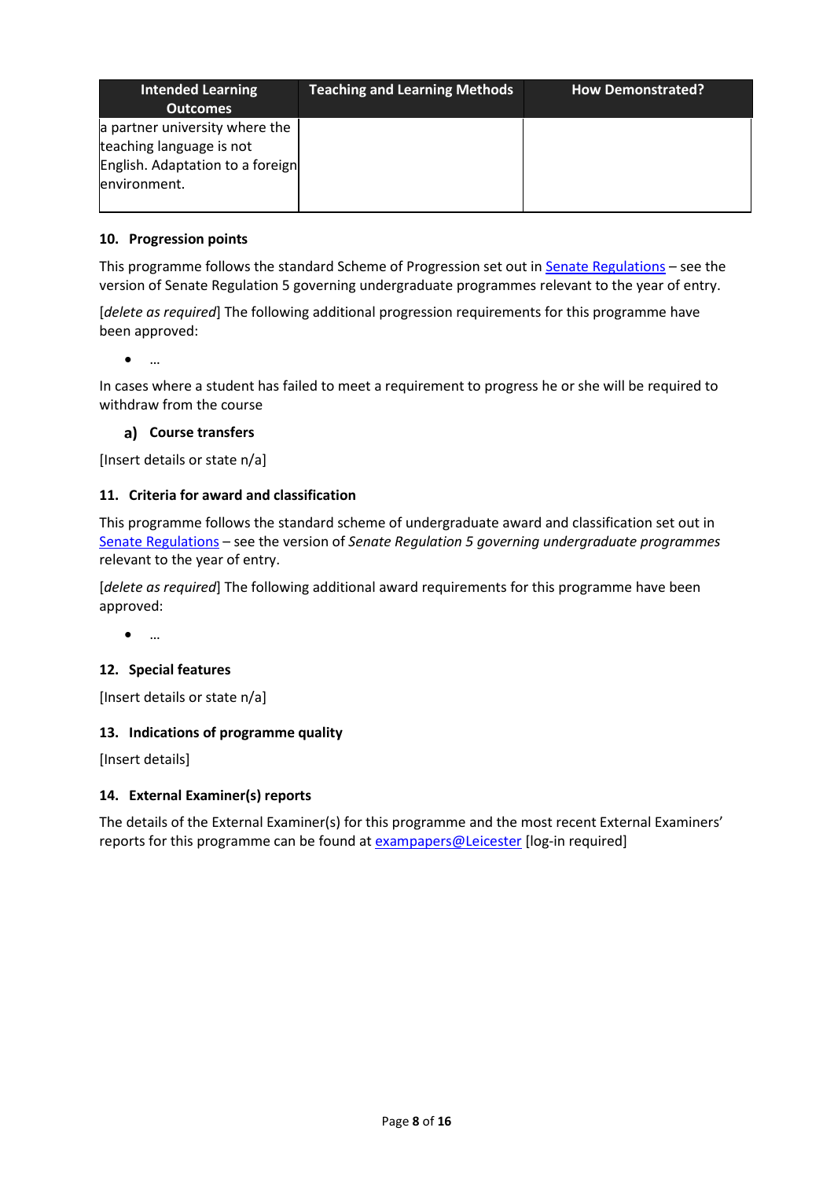| Intended Learning Outcomes | Teaching and Learning Methods | How Demonstrated? |
|---|---|---|
| a partner university where the teaching language is not English. Adaptation to a foreign environment. | | |

### 10. Progression points

This programme follows the standard Scheme of Progression set out in Senate Regulations – see the version of Senate Regulation 5 governing undergraduate programmes relevant to the year of entry.

[*delete as required*] The following additional progression requirements for this programme have been approved:

- …

In cases where a student has failed to meet a requirement to progress he or she will be required to withdraw from the course

#### a) Course transfers

[Insert details or state n/a]

### 11. Criteria for award and classification

This programme follows the standard scheme of undergraduate award and classification set out in Senate Regulations – see the version of *Senate Regulation 5 governing undergraduate programmes* relevant to the year of entry.

[*delete as required*] The following additional award requirements for this programme have been approved:

- …

### 12. Special features

[Insert details or state n/a]

### 13. Indications of programme quality

[Insert details]

### 14. External Examiner(s) reports

The details of the External Examiner(s) for this programme and the most recent External Examiners' reports for this programme can be found at exampapers@Leicester [log-in required]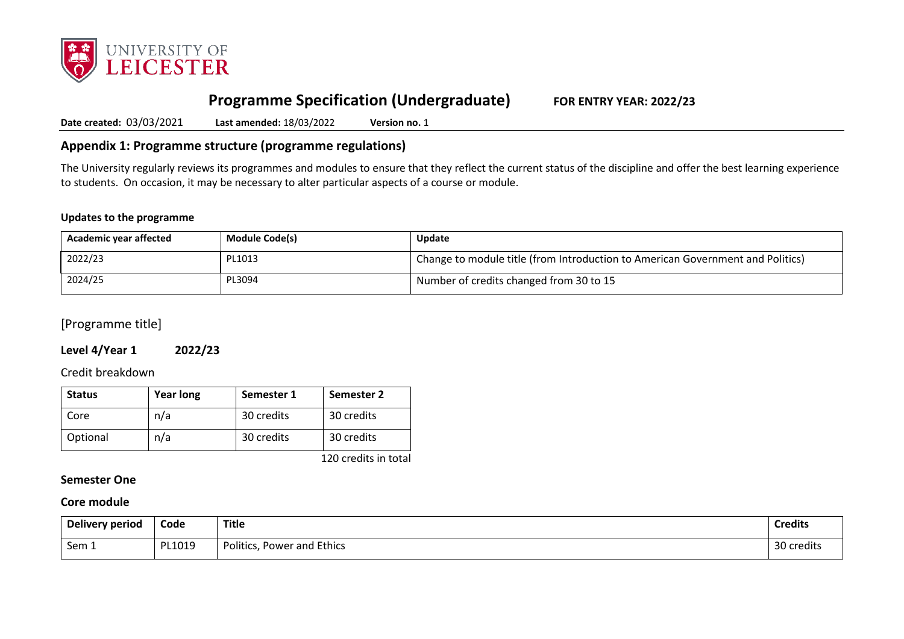# Programme Specification (Undergraduate) FOR ENTRY YEAR: 2022/23

**Date created:** 03/03/2021 **Last amended:** 18/03/2022 **Version no.** 1

## Appendix 1: Programme structure (programme regulations)

The University regularly reviews its programmes and modules to ensure that they reflect the current status of the discipline and offer the best learning experience to students. On occasion, it may be necessary to alter particular aspects of a course or module.

**Updates to the programme**

| Academic year affected | Module Code(s) | Update |
|---|---|---|
| 2022/23 | PL1013 | Change to module title (from Introduction to American Government and Politics) |
| 2024/25 | PL3094 | Number of credits changed from 30 to 15 |

[Programme title]

### Level 4/Year 1 2022/23

Credit breakdown

| Status | Year long | Semester 1 | Semester 2 |
|---|---|---|---|
| Core | n/a | 30 credits | 30 credits |
| Optional | n/a | 30 credits | 30 credits |

120 credits in total

### Semester One

### Core module

| Delivery period | Code | Title | Credits |
|---|---|---|---|
| Sem 1 | PL1019 | Politics, Power and Ethics | 30 credits |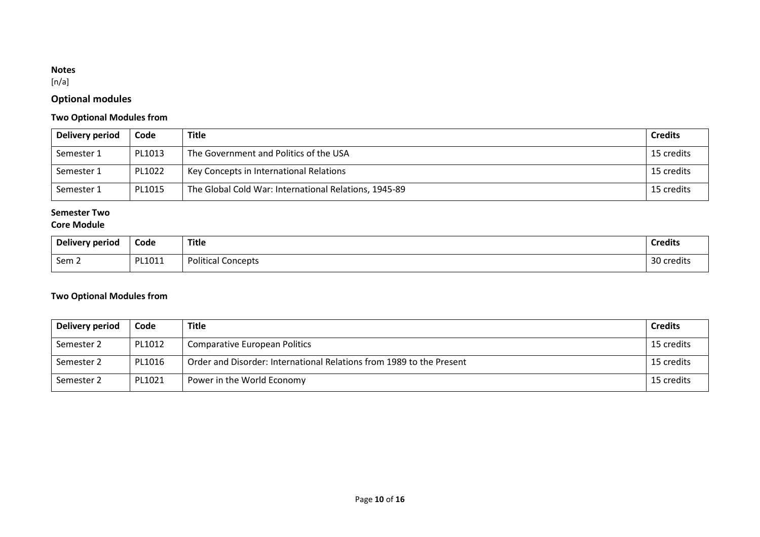**Notes**
[n/a]

## Optional modules

### Two Optional Modules from

| Delivery period | Code | Title | Credits |
|---|---|---|---|
| Semester 1 | PL1013 | The Government and Politics of the USA | 15 credits |
| Semester 1 | PL1022 | Key Concepts in International Relations | 15 credits |
| Semester 1 | PL1015 | The Global Cold War: International Relations, 1945-89 | 15 credits |

**Semester Two**
**Core Module**

| Delivery period | Code | Title | Credits |
|---|---|---|---|
| Sem 2 | PL1011 | Political Concepts | 30 credits |

### Two Optional Modules from

| Delivery period | Code | Title | Credits |
|---|---|---|---|
| Semester 2 | PL1012 | Comparative European Politics | 15 credits |
| Semester 2 | PL1016 | Order and Disorder: International Relations from 1989 to the Present | 15 credits |
| Semester 2 | PL1021 | Power in the World Economy | 15 credits |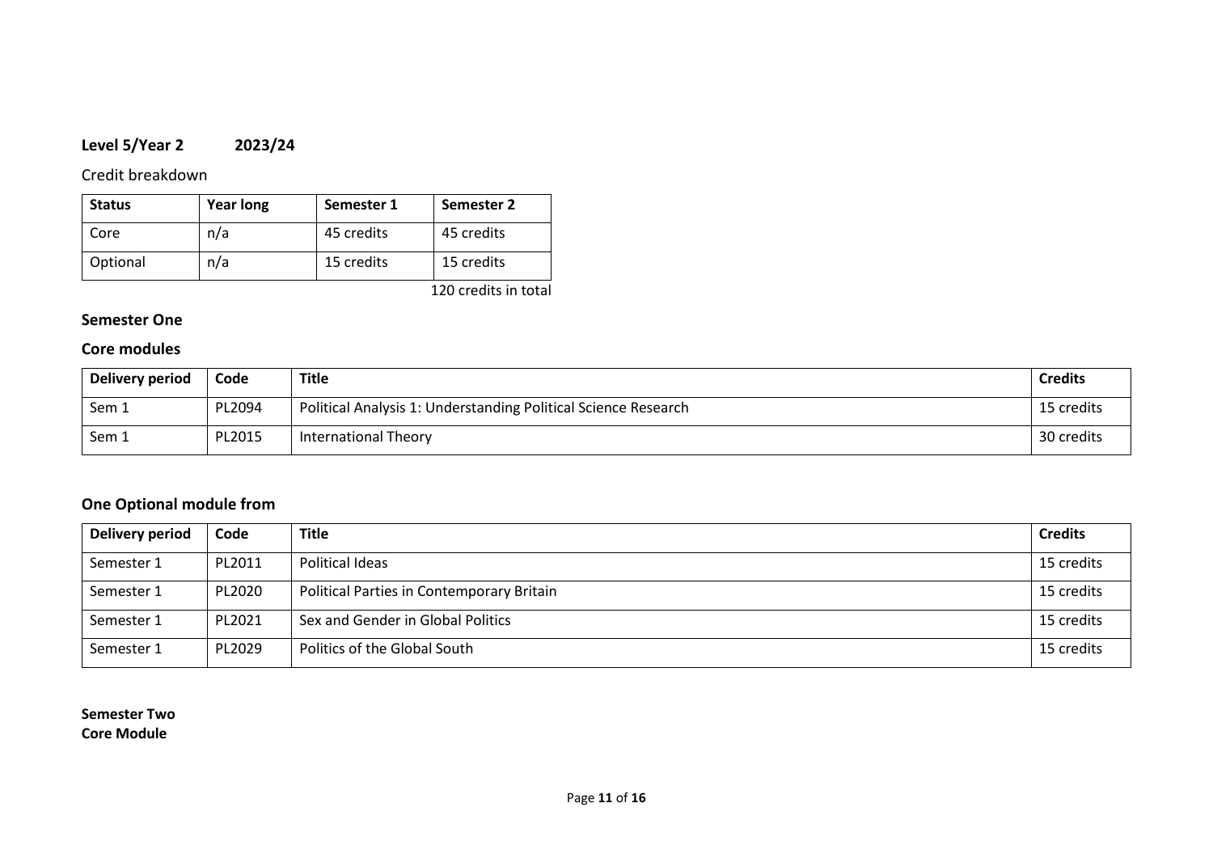**Level 5/Year 2 2023/24**

Credit breakdown

| Status | Year long | Semester 1 | Semester 2 |
|---|---|---|---|
| Core | n/a | 45 credits | 45 credits |
| Optional | n/a | 15 credits | 15 credits |

120 credits in total

**Semester One**

**Core modules**

| Delivery period | Code | Title | Credits |
|---|---|---|---|
| Sem 1 | PL2094 | Political Analysis 1: Understanding Political Science Research | 15 credits |
| Sem 1 | PL2015 | International Theory | 30 credits |

**One Optional module from**

| Delivery period | Code | Title | Credits |
|---|---|---|---|
| Semester 1 | PL2011 | Political Ideas | 15 credits |
| Semester 1 | PL2020 | Political Parties in Contemporary Britain | 15 credits |
| Semester 1 | PL2021 | Sex and Gender in Global Politics | 15 credits |
| Semester 1 | PL2029 | Politics of the Global South | 15 credits |

**Semester Two**
**Core Module**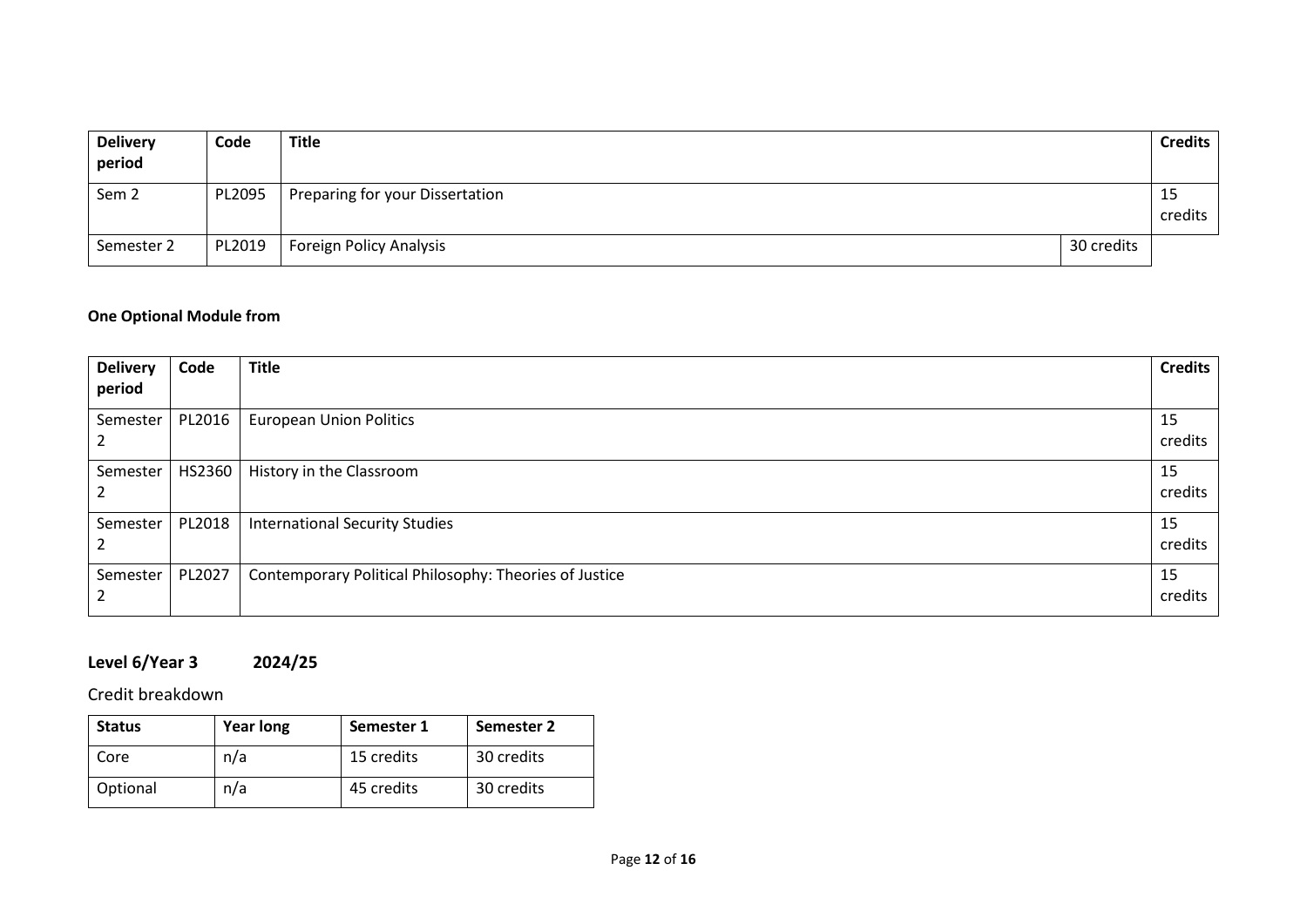| Delivery period | Code | Title | Credits |
|---|---|---|---|
| Sem 2 | PL2095 | Preparing for your Dissertation | 15 credits |
| Semester 2 | PL2019 | Foreign Policy Analysis | 30 credits |

**One Optional Module from**

| Delivery period | Code | Title | Credits |
|---|---|---|---|
| Semester 2 | PL2016 | European Union Politics | 15 credits |
| Semester 2 | HS2360 | History in the Classroom | 15 credits |
| Semester 2 | PL2018 | International Security Studies | 15 credits |
| Semester 2 | PL2027 | Contemporary Political Philosophy: Theories of Justice | 15 credits |

## Level 6/Year 3 2024/25

Credit breakdown

| Status | Year long | Semester 1 | Semester 2 |
|---|---|---|---|
| Core | n/a | 15 credits | 30 credits |
| Optional | n/a | 45 credits | 30 credits |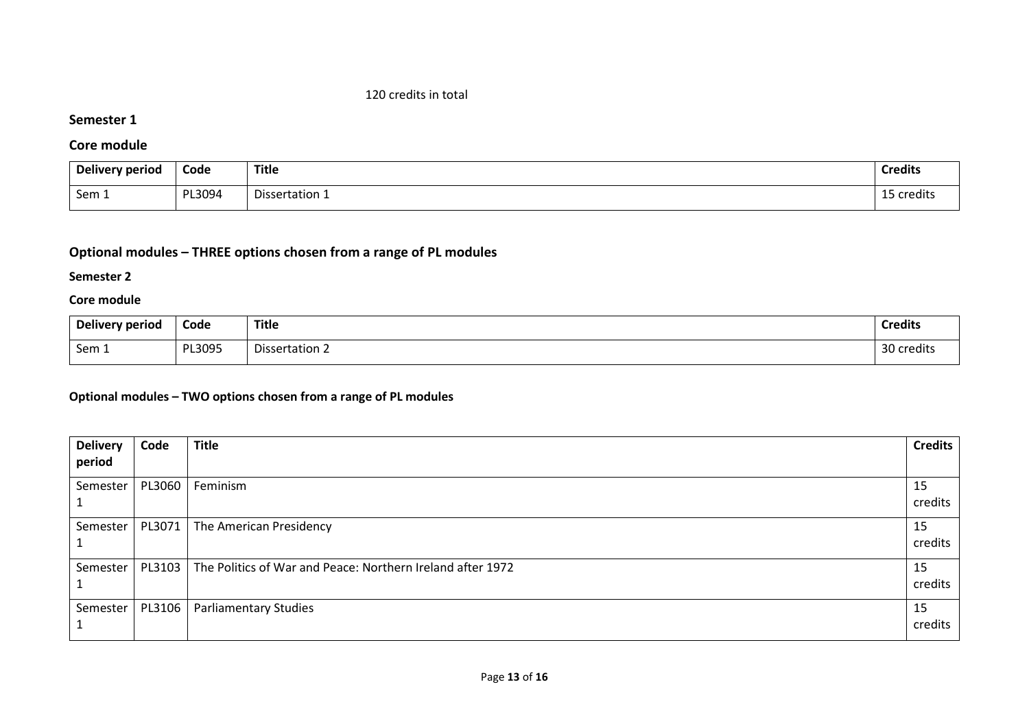120 credits in total

**Semester 1**

## Core module

| Delivery period | Code | Title | Credits |
|---|---|---|---|
| Sem 1 | PL3094 | Dissertation 1 | 15 credits |

## Optional modules – THREE options chosen from a range of PL modules

**Semester 2**

**Core module**

| Delivery period | Code | Title | Credits |
|---|---|---|---|
| Sem 1 | PL3095 | Dissertation 2 | 30 credits |

**Optional modules – TWO options chosen from a range of PL modules**

| Delivery period | Code | Title | Credits |
|---|---|---|---|
| Semester 1 | PL3060 | Feminism | 15 credits |
| Semester 1 | PL3071 | The American Presidency | 15 credits |
| Semester 1 | PL3103 | The Politics of War and Peace: Northern Ireland after 1972 | 15 credits |
| Semester 1 | PL3106 | Parliamentary Studies | 15 credits |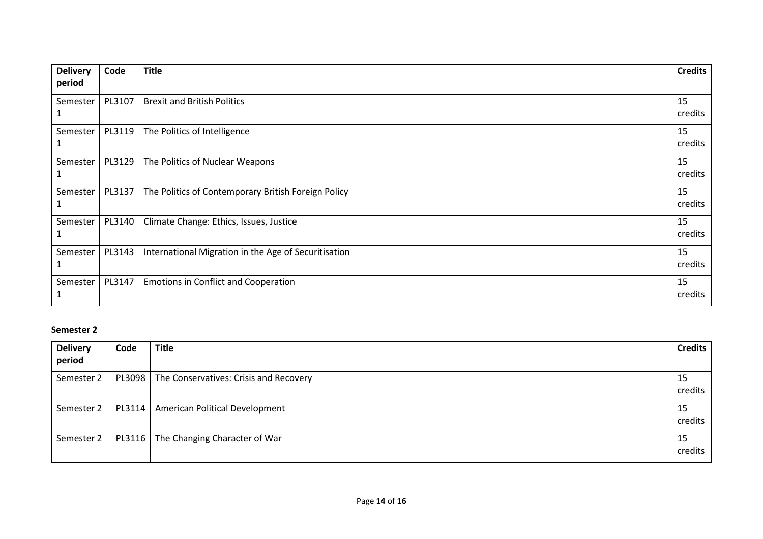| Delivery period | Code | Title | Credits |
|---|---|---|---|
| Semester 1 | PL3107 | Brexit and British Politics | 15 credits |
| Semester 1 | PL3119 | The Politics of Intelligence | 15 credits |
| Semester 1 | PL3129 | The Politics of Nuclear Weapons | 15 credits |
| Semester 1 | PL3137 | The Politics of Contemporary British Foreign Policy | 15 credits |
| Semester 1 | PL3140 | Climate Change: Ethics, Issues, Justice | 15 credits |
| Semester 1 | PL3143 | International Migration in the Age of Securitisation | 15 credits |
| Semester 1 | PL3147 | Emotions in Conflict and Cooperation | 15 credits |

**Semester 2**

| Delivery period | Code | Title | Credits |
|---|---|---|---|
| Semester 2 | PL3098 | The Conservatives: Crisis and Recovery | 15 credits |
| Semester 2 | PL3114 | American Political Development | 15 credits |
| Semester 2 | PL3116 | The Changing Character of War | 15 credits |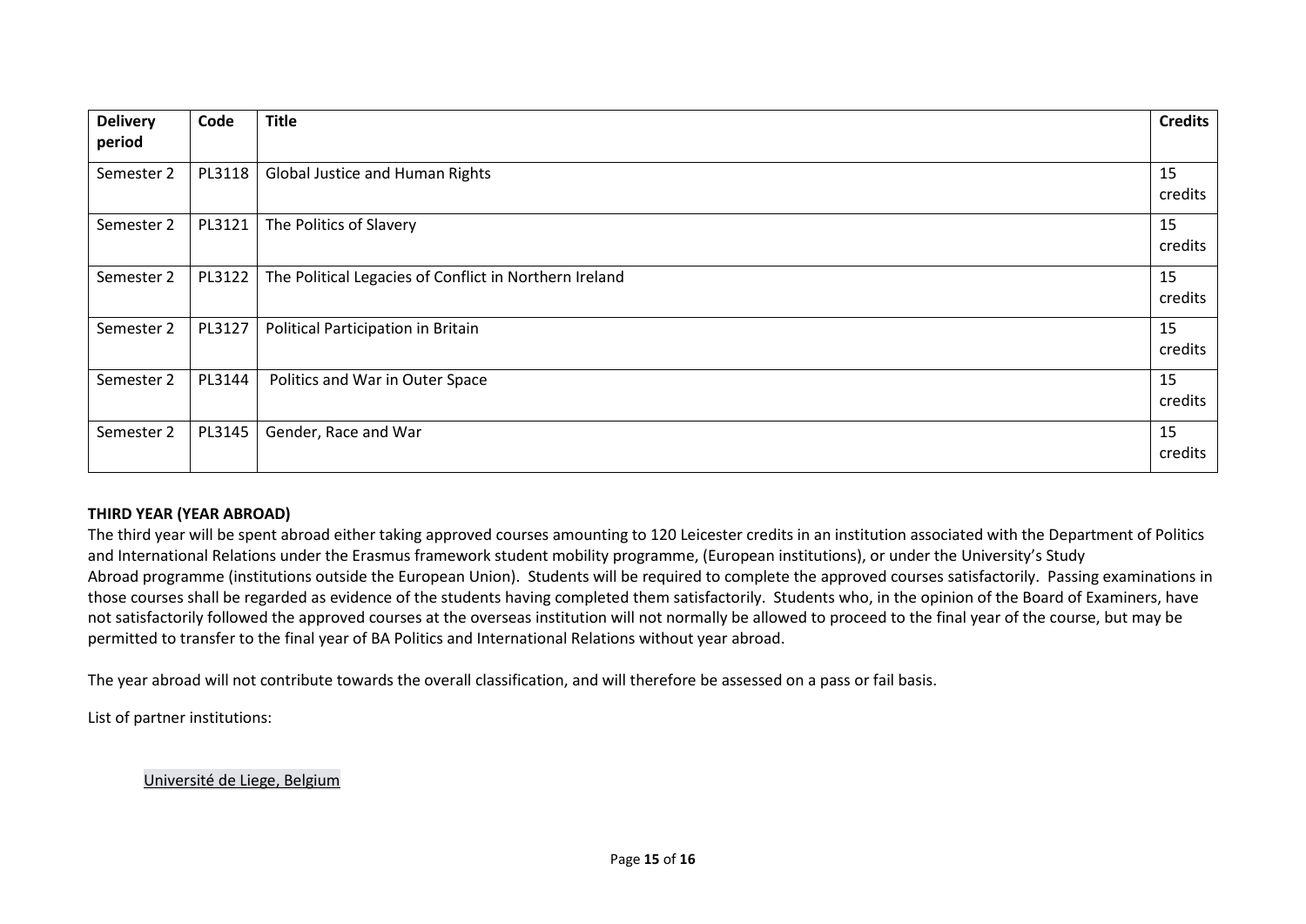| Delivery period | Code | Title | Credits |
|---|---|---|---|
| Semester 2 | PL3118 | Global Justice and Human Rights | 15 credits |
| Semester 2 | PL3121 | The Politics of Slavery | 15 credits |
| Semester 2 | PL3122 | The Political Legacies of Conflict in Northern Ireland | 15 credits |
| Semester 2 | PL3127 | Political Participation in Britain | 15 credits |
| Semester 2 | PL3144 | Politics and War in Outer Space | 15 credits |
| Semester 2 | PL3145 | Gender, Race and War | 15 credits |

**THIRD YEAR (YEAR ABROAD)**

The third year will be spent abroad either taking approved courses amounting to 120 Leicester credits in an institution associated with the Department of Politics and International Relations under the Erasmus framework student mobility programme, (European institutions), or under the University's Study Abroad programme (institutions outside the European Union). Students will be required to complete the approved courses satisfactorily. Passing examinations in those courses shall be regarded as evidence of the students having completed them satisfactorily. Students who, in the opinion of the Board of Examiners, have not satisfactorily followed the approved courses at the overseas institution will not normally be allowed to proceed to the final year of the course, but may be permitted to transfer to the final year of BA Politics and International Relations without year abroad.

The year abroad will not contribute towards the overall classification, and will therefore be assessed on a pass or fail basis.

List of partner institutions:

Université de Liege, Belgium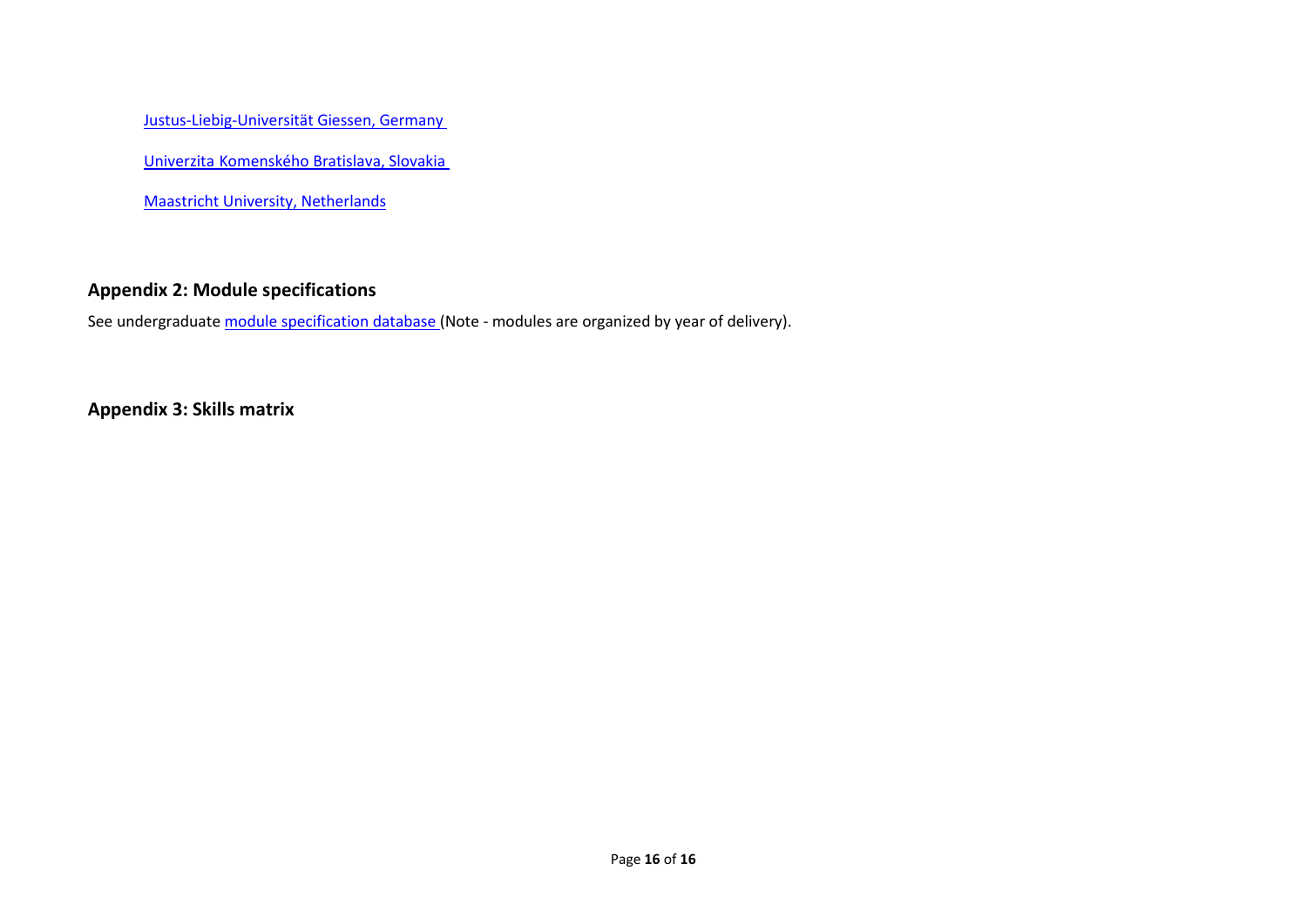Justus-Liebig-Universität Giessen, Germany

Univerzita Komenského Bratislava, Slovakia

Maastricht University, Netherlands

## Appendix 2: Module specifications

See undergraduate module specification database (Note - modules are organized by year of delivery).

## Appendix 3: Skills matrix